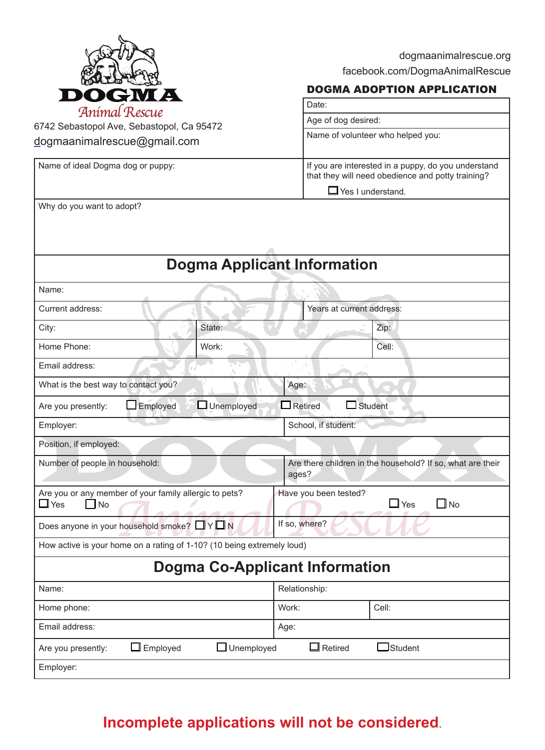# DOGMA

*Animal Rescue*

6742 Sebastopol Ave, Sebastopol, Ca 95472

dogmaanimalrescue@gmail.com

dogmaanimalrescue.org

facebook.com/DogmaAnimalRescue

## DOGMA ADOPTION APPLICATION

| |
|---|
| Date: |
| Age of dog desired: |
| Name of volunteer who helped you: |

| | |
|---|---|
| Name of ideal Dogma dog or puppy: | If you are interested in a puppy, do you understand that they will need obedience and potty training? ☐ Yes I understand. |
| Why do you want to adopt? | |

## Dogma Applicant Information

| | | |
|---|---|---|
| Name: | | |
| Current address: | Years at current address: | |
| City: | State: | Zip: |
| Home Phone: | Work: | Cell: |
| Email address: | | |
| What is the best way to contact you? | Age: | |
| Are you presently: ☐ Employed ☐ Unemployed ☐ Retired ☐ Student | | |
| Employer: | School, if student: | |
| Position, if employed: | | |
| Number of people in household: | Are there children in the household? If so, what are their ages? | |
| Are you or any member of your family allergic to pets? ☐ Yes ☐ No | Have you been tested? ☐ Yes ☐ No | |
| Does anyone in your household smoke? ☐ Y ☐ N | If so, where? | |
| How active is your home on a rating of 1-10? (10 being extremely loud) | | |

## Dogma Co-Applicant Information

| | | |
|---|---|---|
| Name: | Relationship: | |
| Home phone: | Work: | Cell: |
| Email address: | Age: | |
| Are you presently: ☐ Employed ☐ Unemployed ☐ Retired ☐ Student | | |
| Employer: | | |

**Incomplete applications will not be considered.**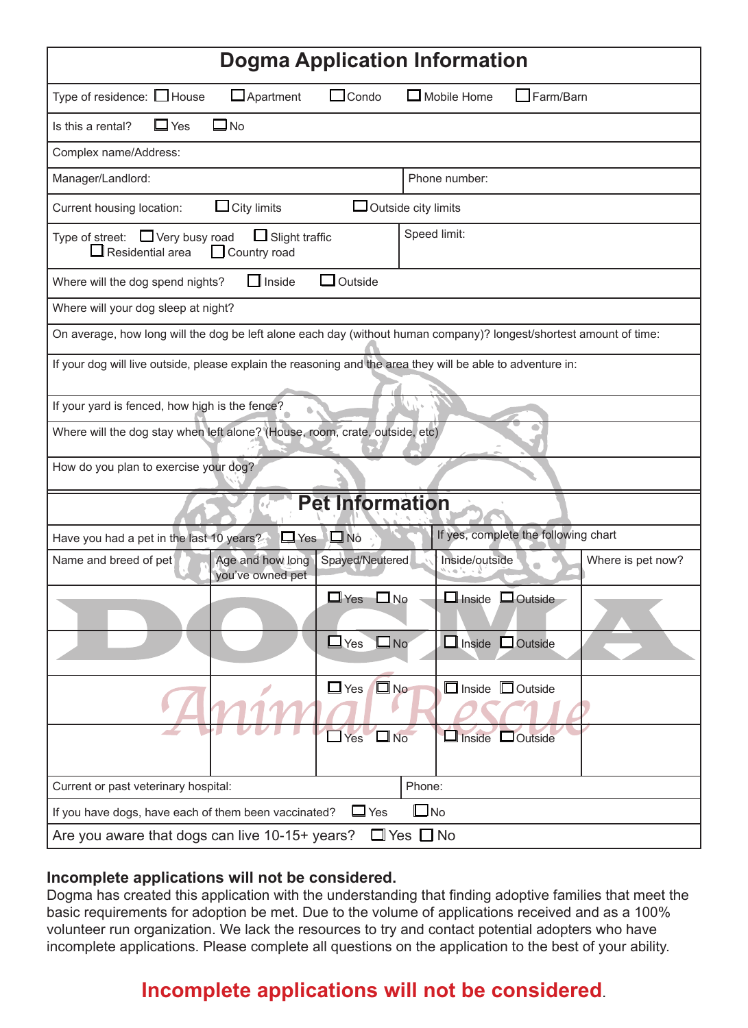# Dogma Application Information

Type of residence: ☐ House ☐ Apartment ☐ Condo ☐ Mobile Home ☐ Farm/Barn

Is this a rental? ☐ Yes ☐ No

Complex name/Address:

Manager/Landlord: Phone number:

Current housing location: ☐ City limits ☐ Outside city limits

Type of street: ☐ Very busy road ☐ Slight traffic ☐ Residential area ☐ Country road

Speed limit:

Where will the dog spend nights? ☐ Inside ☐ Outside

Where will your dog sleep at night?

On average, how long will the dog be left alone each day (without human company)? longest/shortest amount of time:

If your dog will live outside, please explain the reasoning and the area they will be able to adventure in:

If your yard is fenced, how high is the fence?

Where will the dog stay when left alone? (House, room, crate, outside, etc)

How do you plan to exercise your dog?

## Pet Information

Have you had a pet in the last 10 years? ☐ Yes ☐ No

If yes, complete the following chart

| Name and breed of pet | Age and how long you've owned pet | Spayed/Neutered | Inside/outside | Where is pet now? |
|---|---|---|---|---|
| | | ☐ Yes ☐ No | ☐ Inside ☐ Outside | |
| | | ☐ Yes ☐ No | ☐ Inside ☐ Outside | |
| | | ☐ Yes ☐ No | ☐ Inside ☐ Outside | |
| | | ☐ Yes ☐ No | ☐ Inside ☐ Outside | |

Current or past veterinary hospital: Phone:

If you have dogs, have each of them been vaccinated? ☐ Yes ☐ No

Are you aware that dogs can live 10-15+ years? ☐ Yes ☐ No

**Incomplete applications will not be considered.**

Dogma has created this application with the understanding that finding adoptive families that meet the basic requirements for adoption be met. Due to the volume of applications received and as a 100% volunteer run organization. We lack the resources to try and contact potential adopters who have incomplete applications. Please complete all questions on the application to the best of your ability.

**Incomplete applications will not be considered.**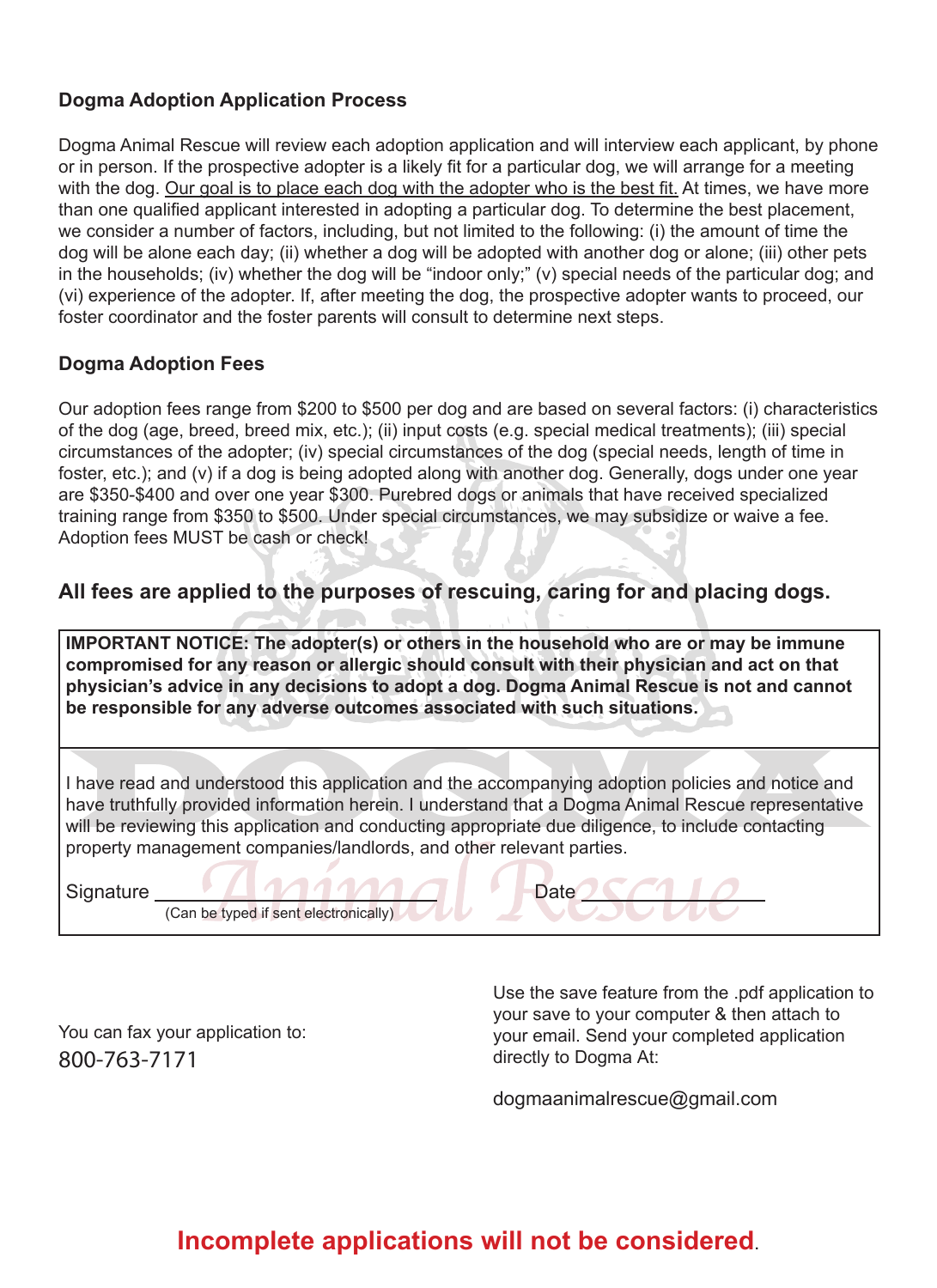## Dogma Adoption Application Process

Dogma Animal Rescue will review each adoption application and will interview each applicant, by phone or in person. If the prospective adopter is a likely fit for a particular dog, we will arrange for a meeting with the dog. Our goal is to place each dog with the adopter who is the best fit. At times, we have more than one qualified applicant interested in adopting a particular dog. To determine the best placement, we consider a number of factors, including, but not limited to the following: (i) the amount of time the dog will be alone each day; (ii) whether a dog will be adopted with another dog or alone; (iii) other pets in the households; (iv) whether the dog will be "indoor only;" (v) special needs of the particular dog; and (vi) experience of the adopter. If, after meeting the dog, the prospective adopter wants to proceed, our foster coordinator and the foster parents will consult to determine next steps.

## Dogma Adoption Fees

Our adoption fees range from $200 to $500 per dog and are based on several factors: (i) characteristics of the dog (age, breed, breed mix, etc.); (ii) input costs (e.g. special medical treatments); (iii) special circumstances of the adopter; (iv) special circumstances of the dog (special needs, length of time in foster, etc.); and (v) if a dog is being adopted along with another dog. Generally, dogs under one year are $350-$400 and over one year $300. Purebred dogs or animals that have received specialized training range from $350 to $500. Under special circumstances, we may subsidize or waive a fee. Adoption fees MUST be cash or check!

### All fees are applied to the purposes of rescuing, caring for and placing dogs.

**IMPORTANT NOTICE: The adopter(s) or others in the household who are or may be immune compromised for any reason or allergic should consult with their physician and act on that physician's advice in any decisions to adopt a dog. Dogma Animal Rescue is not and cannot be responsible for any adverse outcomes associated with such situations.**

I have read and understood this application and the accompanying adoption policies and notice and have truthfully provided information herein. I understand that a Dogma Animal Rescue representative will be reviewing this application and conducting appropriate due diligence, to include contacting property management companies/landlords, and other relevant parties.

Signature ____________________ Date ____________________
(Can be typed if sent electronically)

You can fax your application to:
800-763-7171

Use the save feature from the .pdf application to your save to your computer & then attach to your email. Send your completed application directly to Dogma At:

dogmaanimalrescue@gmail.com

**Incomplete applications will not be considered**.